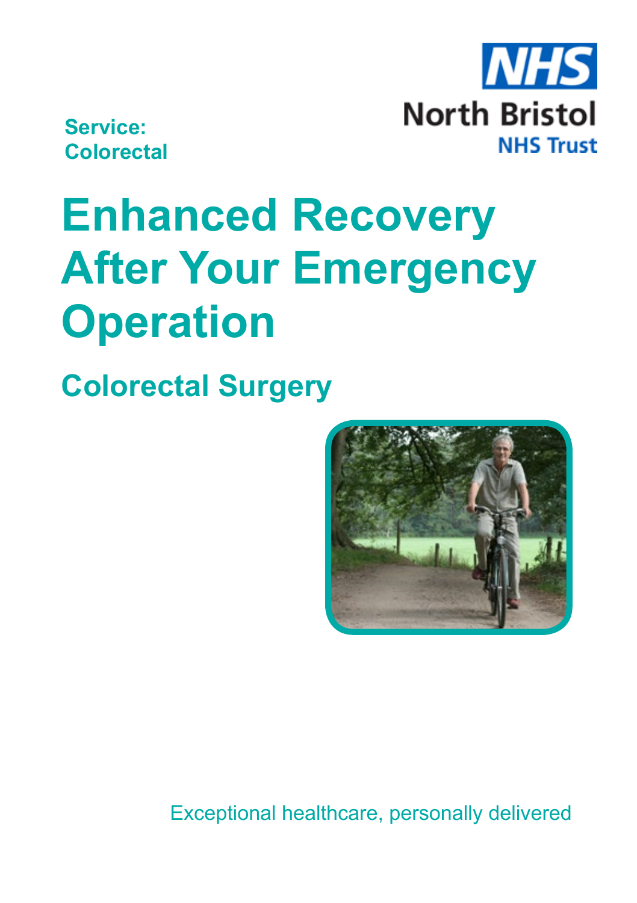Service:
Colorectal

NHS
North Bristol
NHS Trust

# Enhanced Recovery After Your Emergency Operation

## Colorectal Surgery

Exceptional healthcare, personally delivered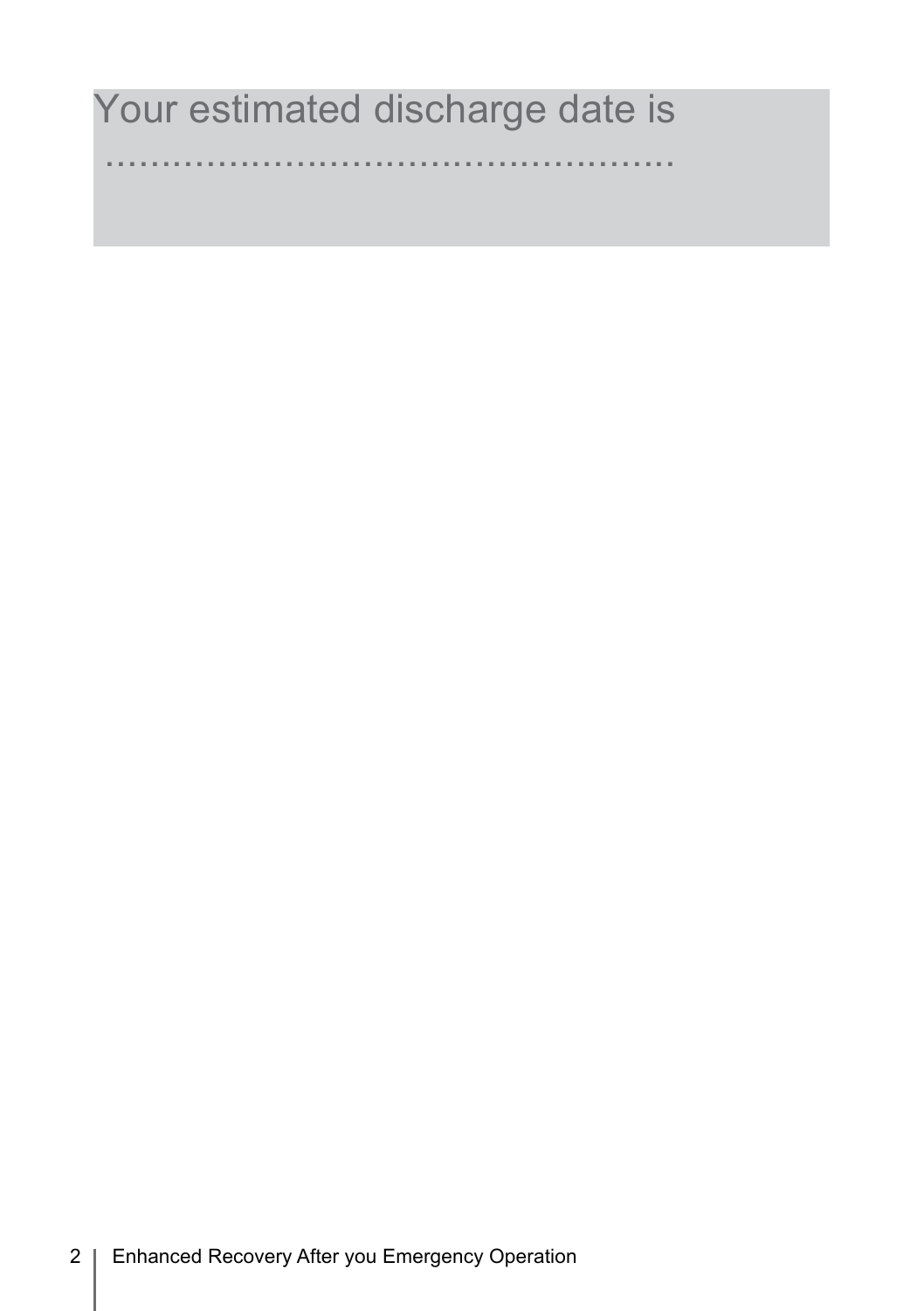Your estimated discharge date is

……………………………………………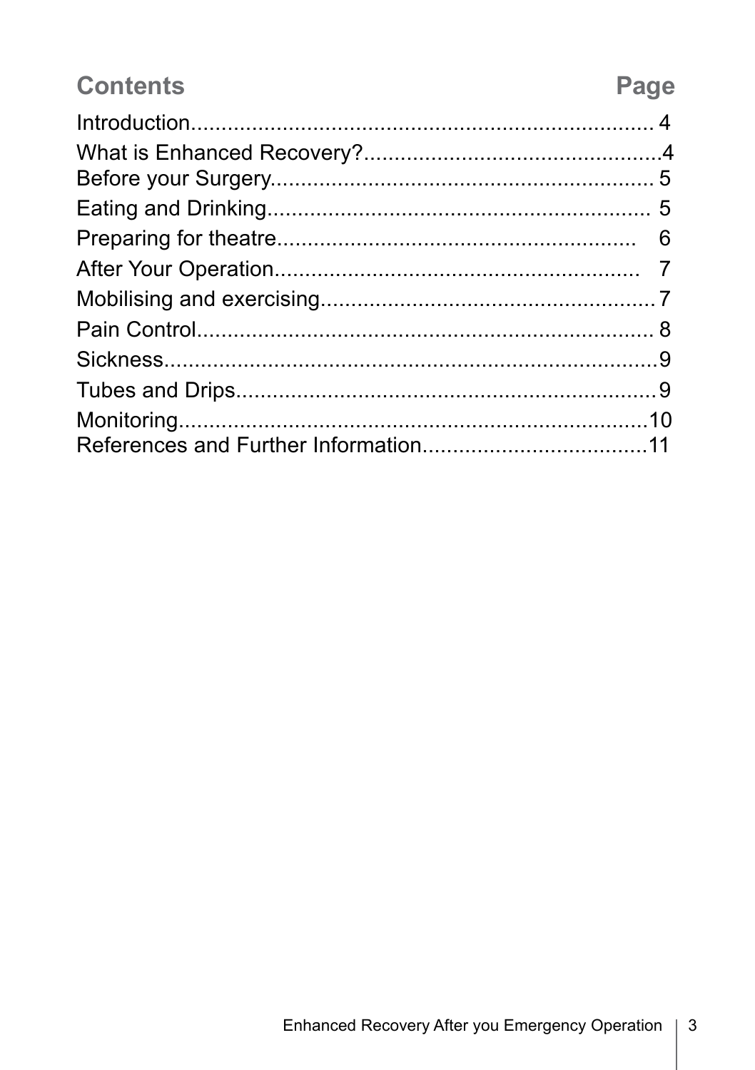## Contents

| Contents | Page |
| --- | --- |
| Introduction | 4 |
| What is Enhanced Recovery? | 4 |
| Before your Surgery | 5 |
| Eating and Drinking | 5 |
| Preparing for theatre | 6 |
| After Your Operation | 7 |
| Mobilising and exercising | 7 |
| Pain Control | 8 |
| Sickness | 9 |
| Tubes and Drips | 9 |
| Monitoring | 10 |
| References and Further Information | 11 |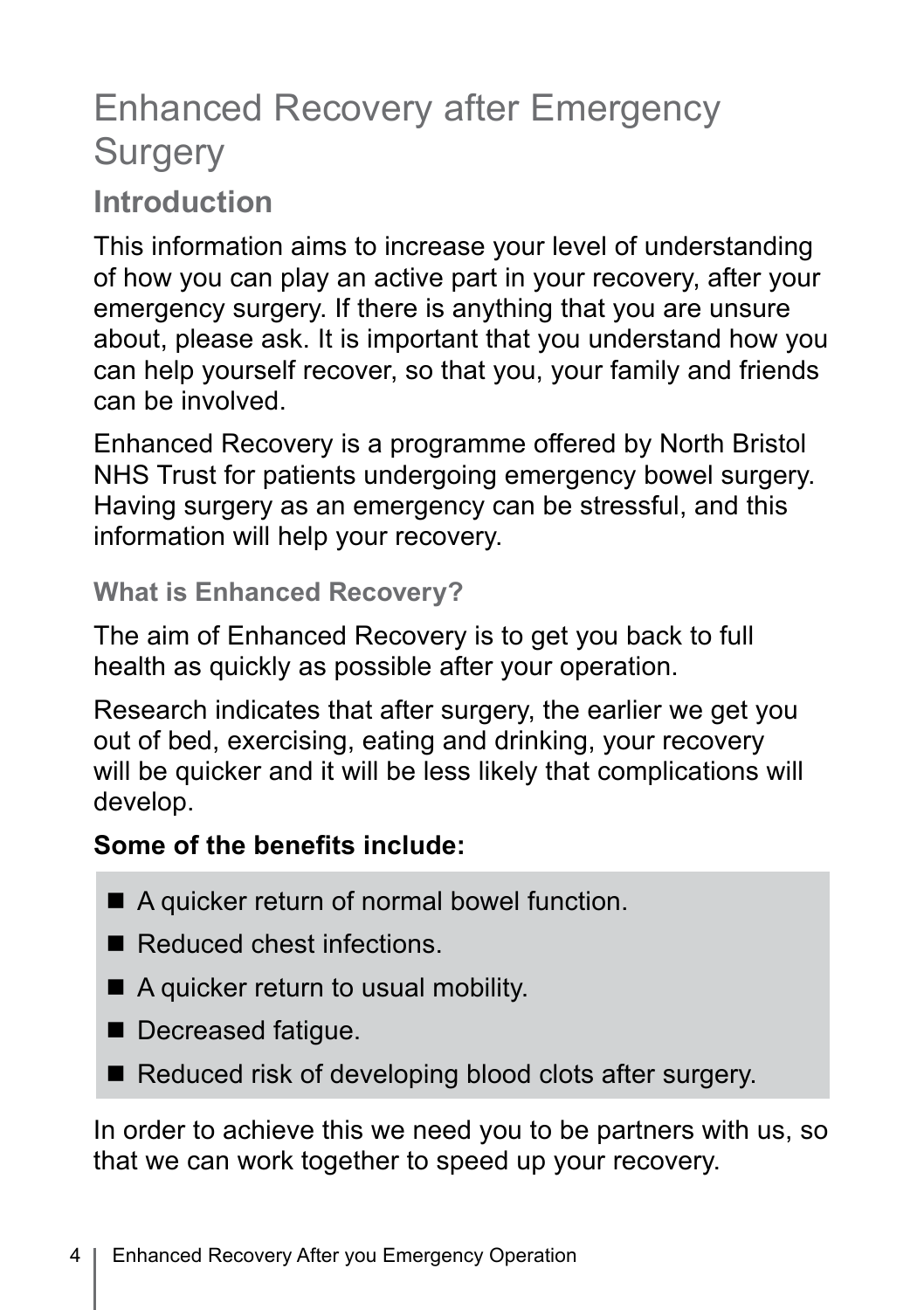# Enhanced Recovery after Emergency Surgery

## Introduction

This information aims to increase your level of understanding of how you can play an active part in your recovery, after your emergency surgery. If there is anything that you are unsure about, please ask. It is important that you understand how you can help yourself recover, so that you, your family and friends can be involved.

Enhanced Recovery is a programme offered by North Bristol NHS Trust for patients undergoing emergency bowel surgery. Having surgery as an emergency can be stressful, and this information will help your recovery.

### What is Enhanced Recovery?

The aim of Enhanced Recovery is to get you back to full health as quickly as possible after your operation.

Research indicates that after surgery, the earlier we get you out of bed, exercising, eating and drinking, your recovery will be quicker and it will be less likely that complications will develop.

**Some of the benefits include:**

- A quicker return of normal bowel function.
- Reduced chest infections.
- A quicker return to usual mobility.
- Decreased fatigue.
- Reduced risk of developing blood clots after surgery.

In order to achieve this we need you to be partners with us, so that we can work together to speed up your recovery.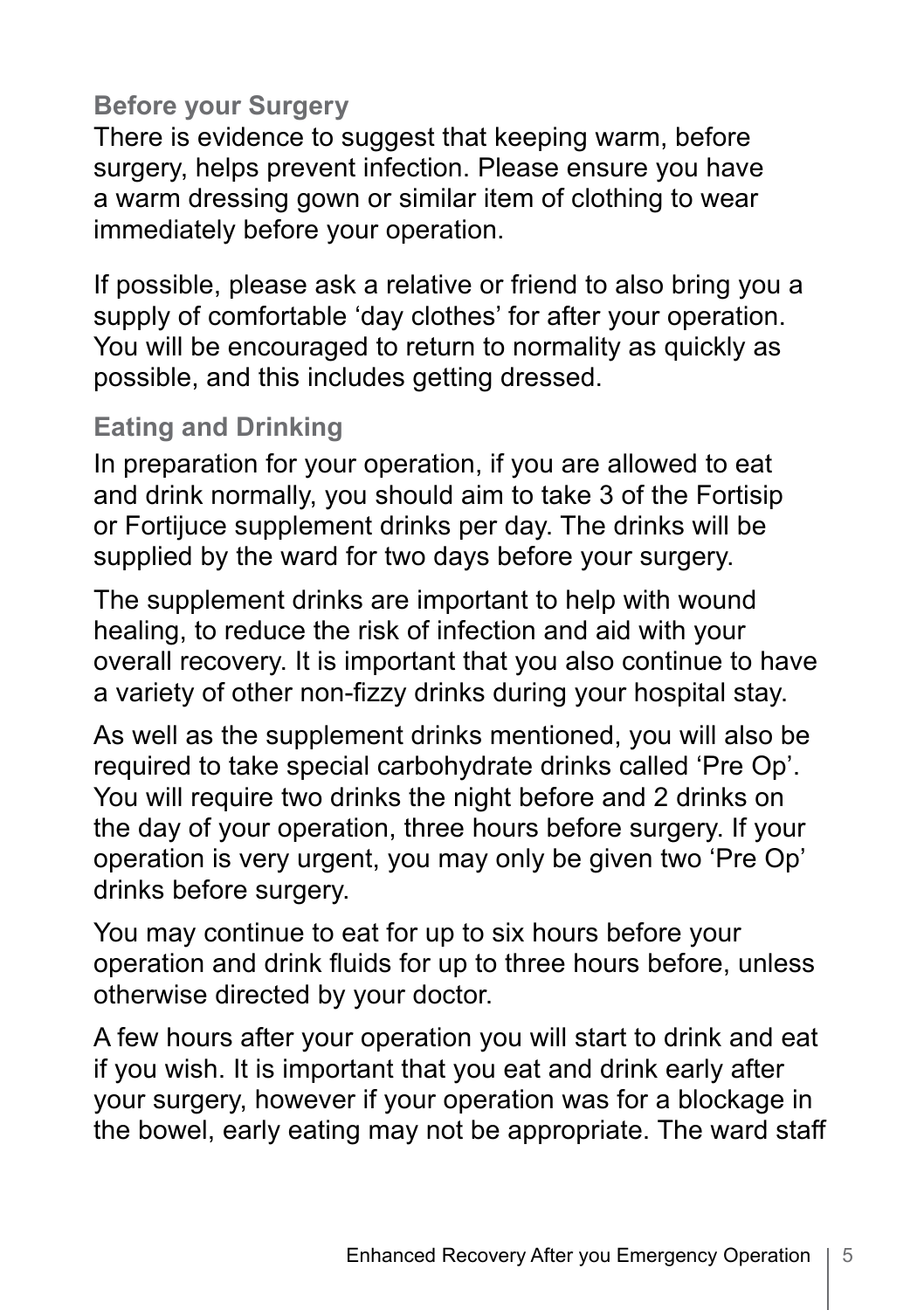## Before your Surgery

There is evidence to suggest that keeping warm, before surgery, helps prevent infection. Please ensure you have a warm dressing gown or similar item of clothing to wear immediately before your operation.

If possible, please ask a relative or friend to also bring you a supply of comfortable 'day clothes' for after your operation. You will be encouraged to return to normality as quickly as possible, and this includes getting dressed.

## Eating and Drinking

In preparation for your operation, if you are allowed to eat and drink normally, you should aim to take 3 of the Fortisip or Fortijuce supplement drinks per day. The drinks will be supplied by the ward for two days before your surgery.

The supplement drinks are important to help with wound healing, to reduce the risk of infection and aid with your overall recovery. It is important that you also continue to have a variety of other non-fizzy drinks during your hospital stay.

As well as the supplement drinks mentioned, you will also be required to take special carbohydrate drinks called 'Pre Op'. You will require two drinks the night before and 2 drinks on the day of your operation, three hours before surgery. If your operation is very urgent, you may only be given two 'Pre Op' drinks before surgery.

You may continue to eat for up to six hours before your operation and drink fluids for up to three hours before, unless otherwise directed by your doctor.

A few hours after your operation you will start to drink and eat if you wish. It is important that you eat and drink early after your surgery, however if your operation was for a blockage in the bowel, early eating may not be appropriate. The ward staff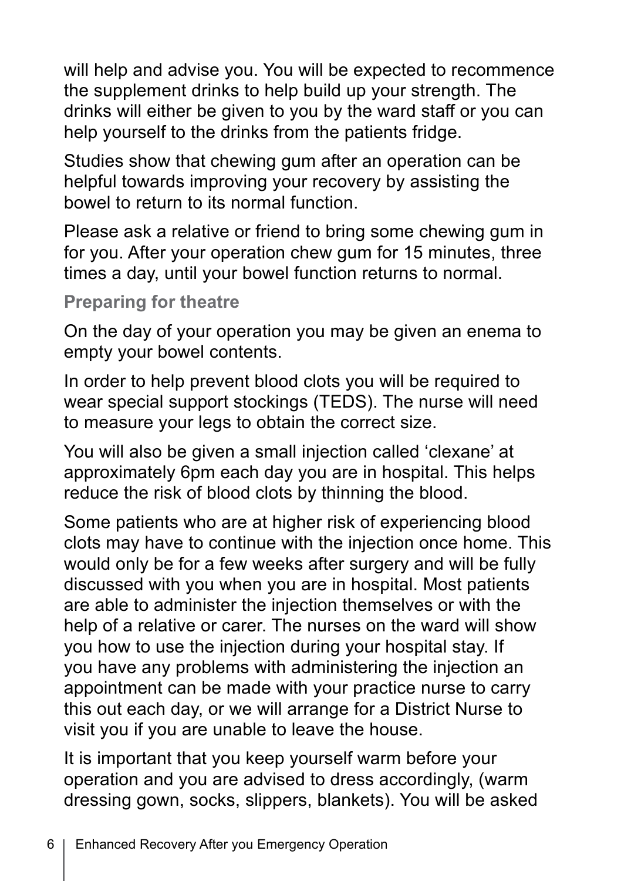will help and advise you. You will be expected to recommence the supplement drinks to help build up your strength. The drinks will either be given to you by the ward staff or you can help yourself to the drinks from the patients fridge.

Studies show that chewing gum after an operation can be helpful towards improving your recovery by assisting the bowel to return to its normal function.

Please ask a relative or friend to bring some chewing gum in for you. After your operation chew gum for 15 minutes, three times a day, until your bowel function returns to normal.

### Preparing for theatre

On the day of your operation you may be given an enema to empty your bowel contents.

In order to help prevent blood clots you will be required to wear special support stockings (TEDS). The nurse will need to measure your legs to obtain the correct size.

You will also be given a small injection called 'clexane' at approximately 6pm each day you are in hospital. This helps reduce the risk of blood clots by thinning the blood.

Some patients who are at higher risk of experiencing blood clots may have to continue with the injection once home. This would only be for a few weeks after surgery and will be fully discussed with you when you are in hospital. Most patients are able to administer the injection themselves or with the help of a relative or carer. The nurses on the ward will show you how to use the injection during your hospital stay. If you have any problems with administering the injection an appointment can be made with your practice nurse to carry this out each day, or we will arrange for a District Nurse to visit you if you are unable to leave the house.

It is important that you keep yourself warm before your operation and you are advised to dress accordingly, (warm dressing gown, socks, slippers, blankets). You will be asked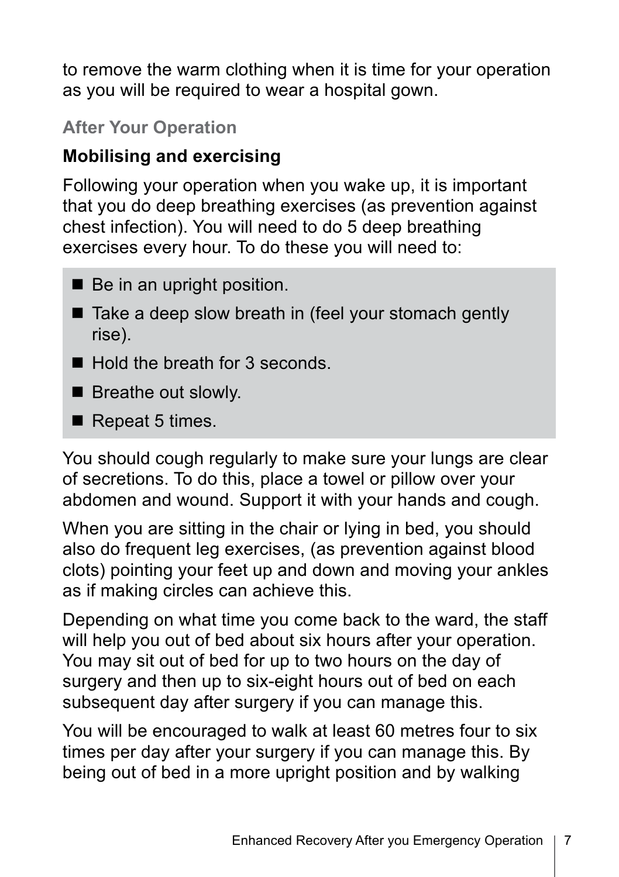to remove the warm clothing when it is time for your operation as you will be required to wear a hospital gown.

## After Your Operation

### Mobilising and exercising

Following your operation when you wake up, it is important that you do deep breathing exercises (as prevention against chest infection). You will need to do 5 deep breathing exercises every hour. To do these you will need to:

- Be in an upright position.
- Take a deep slow breath in (feel your stomach gently rise).
- Hold the breath for 3 seconds.
- Breathe out slowly.
- Repeat 5 times.

You should cough regularly to make sure your lungs are clear of secretions. To do this, place a towel or pillow over your abdomen and wound. Support it with your hands and cough.

When you are sitting in the chair or lying in bed, you should also do frequent leg exercises, (as prevention against blood clots) pointing your feet up and down and moving your ankles as if making circles can achieve this.

Depending on what time you come back to the ward, the staff will help you out of bed about six hours after your operation. You may sit out of bed for up to two hours on the day of surgery and then up to six-eight hours out of bed on each subsequent day after surgery if you can manage this.

You will be encouraged to walk at least 60 metres four to six times per day after your surgery if you can manage this. By being out of bed in a more upright position and by walking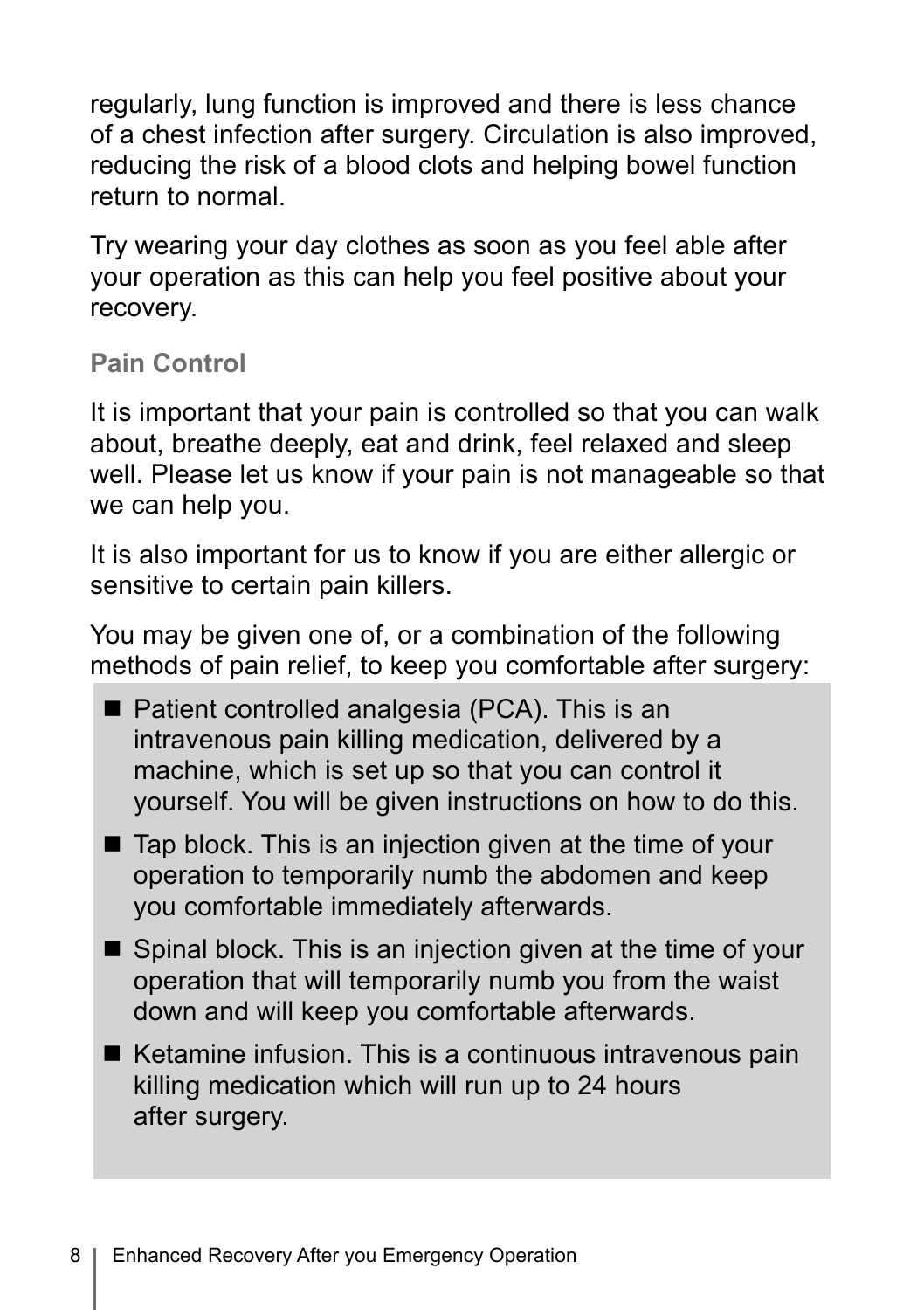regularly, lung function is improved and there is less chance of a chest infection after surgery. Circulation is also improved, reducing the risk of a blood clots and helping bowel function return to normal.

Try wearing your day clothes as soon as you feel able after your operation as this can help you feel positive about your recovery.

### Pain Control

It is important that your pain is controlled so that you can walk about, breathe deeply, eat and drink, feel relaxed and sleep well. Please let us know if your pain is not manageable so that we can help you.

It is also important for us to know if you are either allergic or sensitive to certain pain killers.

You may be given one of, or a combination of the following methods of pain relief, to keep you comfortable after surgery:

- Patient controlled analgesia (PCA). This is an intravenous pain killing medication, delivered by a machine, which is set up so that you can control it yourself. You will be given instructions on how to do this.
- Tap block. This is an injection given at the time of your operation to temporarily numb the abdomen and keep you comfortable immediately afterwards.
- Spinal block. This is an injection given at the time of your operation that will temporarily numb you from the waist down and will keep you comfortable afterwards.
- Ketamine infusion. This is a continuous intravenous pain killing medication which will run up to 24 hours after surgery.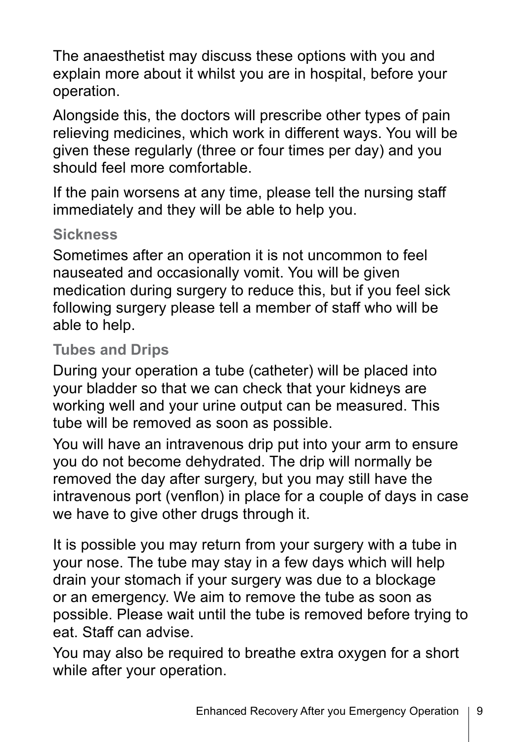The anaesthetist may discuss these options with you and explain more about it whilst you are in hospital, before your operation.

Alongside this, the doctors will prescribe other types of pain relieving medicines, which work in different ways. You will be given these regularly (three or four times per day) and you should feel more comfortable.

If the pain worsens at any time, please tell the nursing staff immediately and they will be able to help you.

### Sickness

Sometimes after an operation it is not uncommon to feel nauseated and occasionally vomit. You will be given medication during surgery to reduce this, but if you feel sick following surgery please tell a member of staff who will be able to help.

### Tubes and Drips

During your operation a tube (catheter) will be placed into your bladder so that we can check that your kidneys are working well and your urine output can be measured. This tube will be removed as soon as possible.

You will have an intravenous drip put into your arm to ensure you do not become dehydrated. The drip will normally be removed the day after surgery, but you may still have the intravenous port (venflon) in place for a couple of days in case we have to give other drugs through it.

It is possible you may return from your surgery with a tube in your nose. The tube may stay in a few days which will help drain your stomach if your surgery was due to a blockage or an emergency. We aim to remove the tube as soon as possible. Please wait until the tube is removed before trying to eat. Staff can advise.

You may also be required to breathe extra oxygen for a short while after your operation.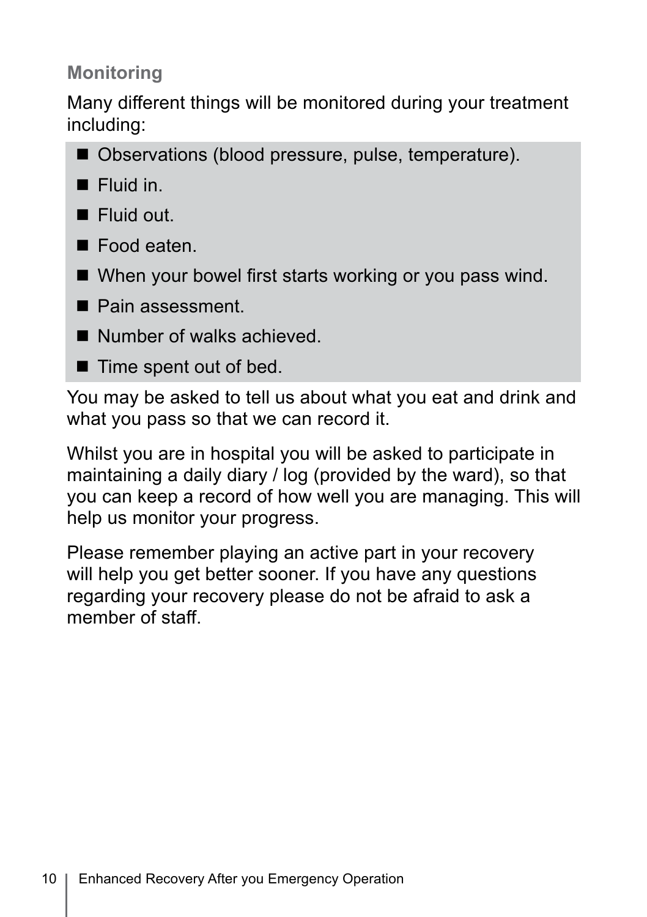## Monitoring

Many different things will be monitored during your treatment including:

- Observations (blood pressure, pulse, temperature).
- Fluid in.
- Fluid out.
- Food eaten.
- When your bowel first starts working or you pass wind.
- Pain assessment.
- Number of walks achieved.
- Time spent out of bed.

You may be asked to tell us about what you eat and drink and what you pass so that we can record it.

Whilst you are in hospital you will be asked to participate in maintaining a daily diary / log (provided by the ward), so that you can keep a record of how well you are managing. This will help us monitor your progress.

Please remember playing an active part in your recovery will help you get better sooner. If you have any questions regarding your recovery please do not be afraid to ask a member of staff.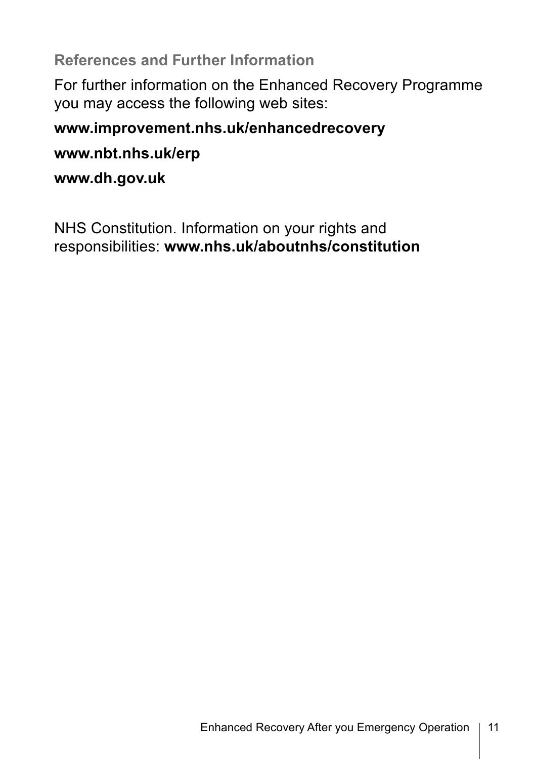## References and Further Information

For further information on the Enhanced Recovery Programme you may access the following web sites:

**www.improvement.nhs.uk/enhancedrecovery**

**www.nbt.nhs.uk/erp**

**www.dh.gov.uk**

NHS Constitution. Information on your rights and responsibilities: **www.nhs.uk/aboutnhs/constitution**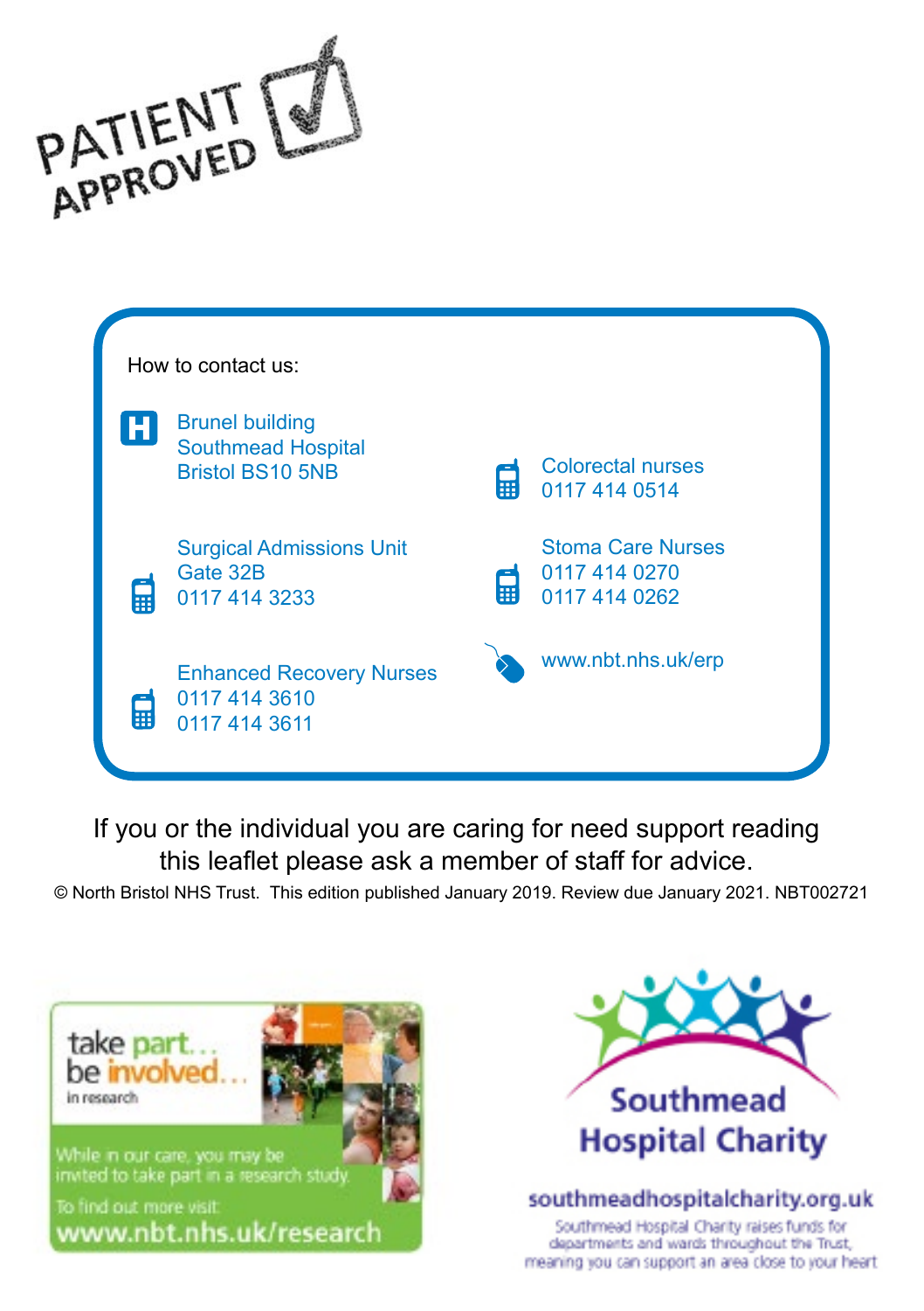PATIENT APPROVED

How to contact us:

Brunel building
Southmead Hospital
Bristol BS10 5NB

Surgical Admissions Unit
Gate 32B
0117 414 3233

Enhanced Recovery Nurses
0117 414 3610
0117 414 3611

Colorectal nurses
0117 414 0514

Stoma Care Nurses
0117 414 0270
0117 414 0262

www.nbt.nhs.uk/erp

If you or the individual you are caring for need support reading this leaflet please ask a member of staff for advice.

© North Bristol NHS Trust. This edition published January 2019. Review due January 2021. NBT002721

take part… be involved… in research

While in our care, you may be invited to take part in a research study.

To find out more visit: www.nbt.nhs.uk/research

Southmead Hospital Charity

southmeadhospitalcharity.org.uk

Southmead Hospital Charity raises funds for departments and wards throughout the Trust, meaning you can support an area close to your heart